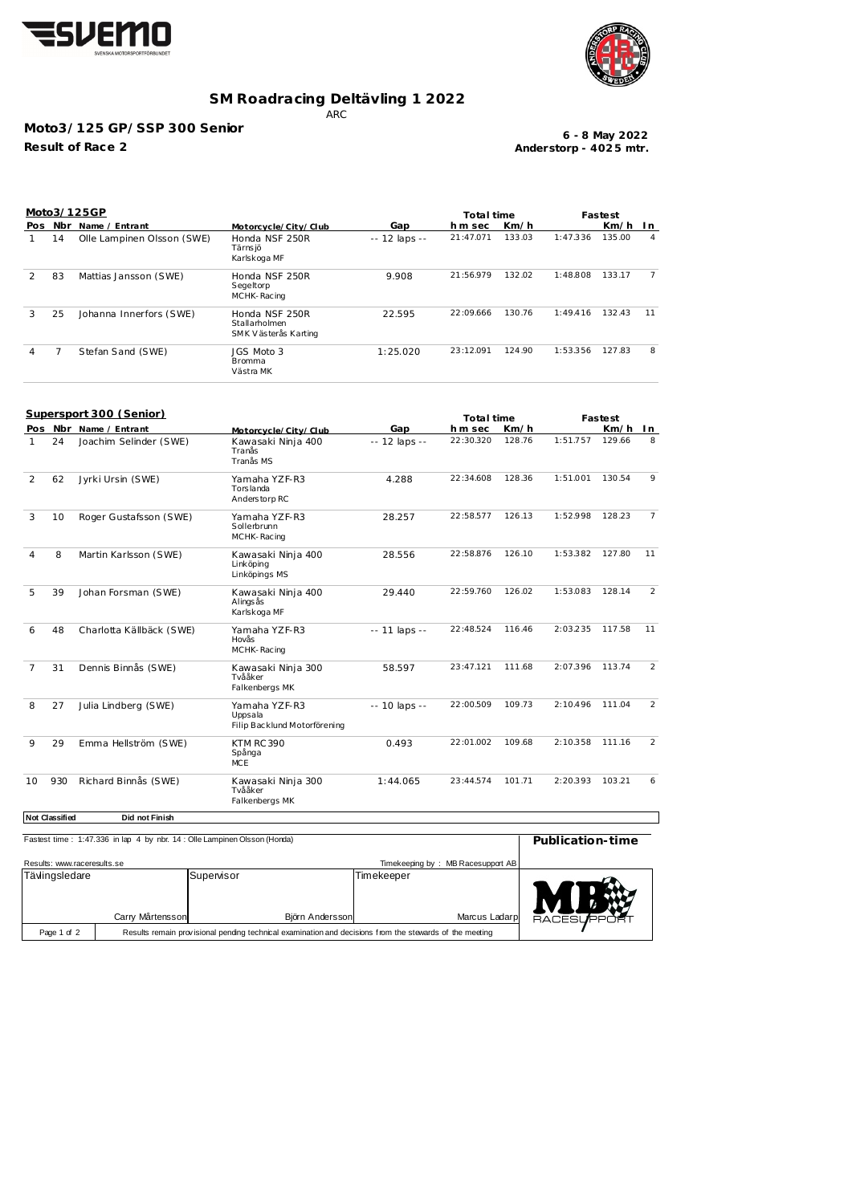# SM Roadracing Deltävling 1 2022

ARC

**Moto3/125 GP/SSP 300 Senior**

**Result of Race 2**

**6 - 8 May 2022**
**Anderstorp - 4025 mtr.**

## Moto3/125GP

| Pos | Nbr | Name / Entrant | Motorcycle/City/Club | Gap | Total time h m sec | Km/h | Fastest | Km/h | In |
|---|---|---|---|---|---|---|---|---|---|
| 1 | 14 | Olle Lampinen Olsson (SWE) | Honda NSF 250R Tärnsjö Karlskoga MF | -- 12 laps -- | 21:47.071 | 133.03 | 1:47.336 | 135.00 | 4 |
| 2 | 83 | Mattias Jansson (SWE) | Honda NSF 250R Segeltorp MCHK-Racing | 9.908 | 21:56.979 | 132.02 | 1:48.808 | 133.17 | 7 |
| 3 | 25 | Johanna Innerfors (SWE) | Honda NSF 250R Stallarholmen SMK Västerås Karting | 22.595 | 22:09.666 | 130.76 | 1:49.416 | 132.43 | 11 |
| 4 | 7 | Stefan Sand (SWE) | JGS Moto 3 Bromma Västra MK | 1:25.020 | 23:12.091 | 124.90 | 1:53.356 | 127.83 | 8 |

## Supersport 300 (Senior)

| Pos | Nbr | Name / Entrant | Motorcycle/City/Club | Gap | Total time h m sec | Km/h | Fastest | Km/h | In |
|---|---|---|---|---|---|---|---|---|---|
| 1 | 24 | Joachim Selinder (SWE) | Kawasaki Ninja 400 Tranås Tranås MS | -- 12 laps -- | 22:30.320 | 128.76 | 1:51.757 | 129.66 | 8 |
| 2 | 62 | Jyrki Ursin (SWE) | Yamaha YZF-R3 Torslanda Anderstorp RC | 4.288 | 22:34.608 | 128.36 | 1:51.001 | 130.54 | 9 |
| 3 | 10 | Roger Gustafsson (SWE) | Yamaha YZF-R3 Sollerbrunn MCHK-Racing | 28.257 | 22:58.577 | 126.13 | 1:52.998 | 128.23 | 7 |
| 4 | 8 | Martin Karlsson (SWE) | Kawasaki Ninja 400 Linköping Linköpings MS | 28.556 | 22:58.876 | 126.10 | 1:53.382 | 127.80 | 11 |
| 5 | 39 | Johan Forsman (SWE) | Kawasaki Ninja 400 Alingsås Karlskoga MF | 29.440 | 22:59.760 | 126.02 | 1:53.083 | 128.14 | 2 |
| 6 | 48 | Charlotta Källbäck (SWE) | Yamaha YZF-R3 Hovås MCHK-Racing | -- 11 laps -- | 22:48.524 | 116.46 | 2:03.235 | 117.58 | 11 |
| 7 | 31 | Dennis Binnås (SWE) | Kawasaki Ninja 300 Tvååker Falkenbergs MK | 58.597 | 23:47.121 | 111.68 | 2:07.396 | 113.74 | 2 |
| 8 | 27 | Julia Lindberg (SWE) | Yamaha YZF-R3 Uppsala Filip Backlund Motorförening | -- 10 laps -- | 22:00.509 | 109.73 | 2:10.496 | 111.04 | 2 |
| 9 | 29 | Emma Hellström (SWE) | KTM RC390 Spånga MCE | 0.493 | 22:01.002 | 109.68 | 2:10.358 | 111.16 | 2 |
| 10 | 930 | Richard Binnås (SWE) | Kawasaki Ninja 300 Tvååker Falkenbergs MK | 1:44.065 | 23:44.574 | 101.71 | 2:20.393 | 103.21 | 6 |

**Not Classified** — **Did not Finish**

Fastest time : 1:47.336 in lap 4 by nbr. 14 : Olle Lampinen Olsson (Honda)

**Publication-time**

Results: www.raceresults.se

Timekeeping by : MB Racesupport AB

| Tävlingsledare | Supervisor | Timekeeper |
|---|---|---|
| Carry Mårtensson | Björn Andersson | Marcus Ladarp |

Results remain provisional pending technical examination and decisions from the stewards of the meeting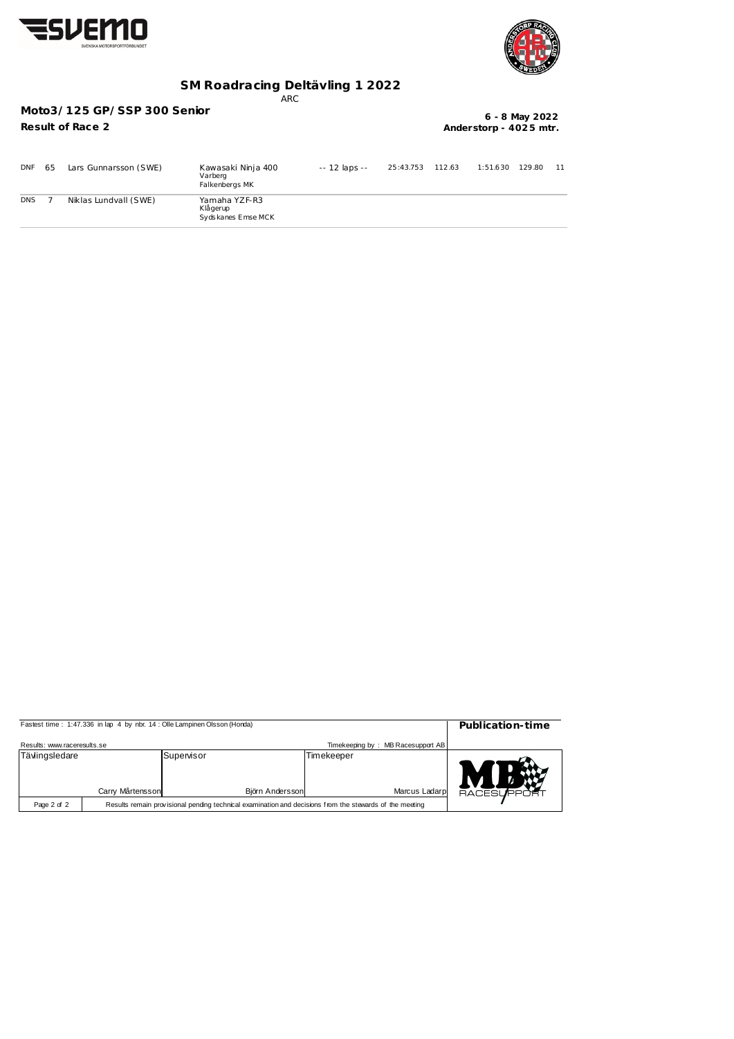# SM Roadracing Deltävling 1 2022

ARC

## Moto3/125 GP/SSP 300 Senior

**Result of Race 2**

**6 - 8 May 2022**
**Anderstorp - 4025 mtr.**

| | | | | | | | | | |
|---|---|---|---|---|---|---|---|---|---|
| DNF | 65 | Lars Gunnarsson (SWE) | Kawasaki Ninja 400<br>Varberg<br>Falkenbergs MK | -- 12 laps -- | 25:43.753 | 112.63 | 1:51.630 | 129.80 | 11 |
| DNS | 7 | Niklas Lundvall (SWE) | Yamaha YZF-R3<br>Klågerup<br>Sydskanes Emse MCK | | | | | | |

Fastest time : 1:47.336 in lap 4 by nbr. 14 : Olle Lampinen Olsson (Honda)

**Publication-time**

Results: www.raceresults.se

Timekeeping by : MB Racesupport AB

| Tävlingsledare | Supervisor | Timekeeper |
|---|---|---|
| Carry Mårtensson | Björn Andersson | Marcus Ladarp |

Results remain provisional pending technical examination and decisions from the stewards of the meeting